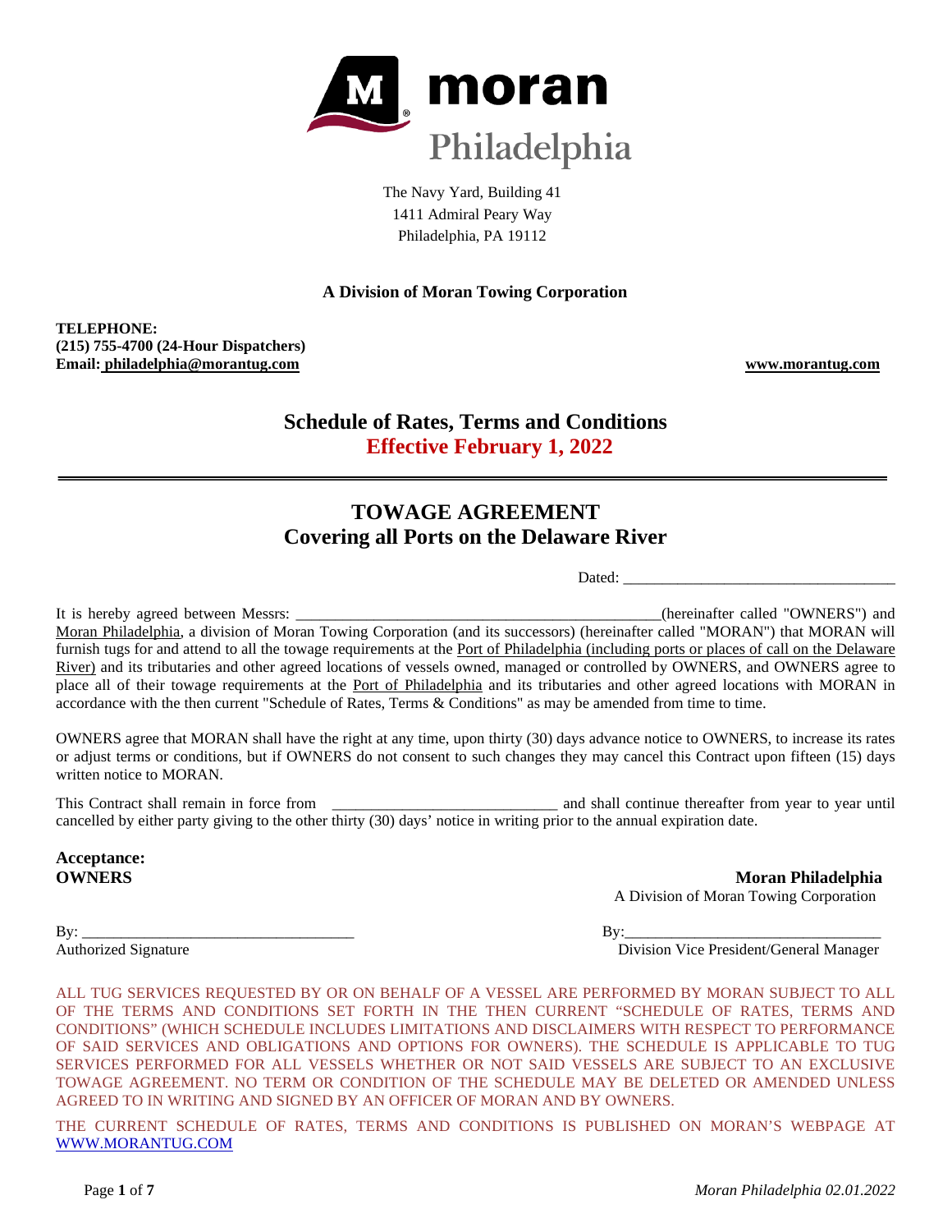moran Philadelphia

The Navy Yard, Building 41
1411 Admiral Peary Way
Philadelphia, PA 19112

**A Division of Moran Towing Corporation**

**TELEPHONE:**
**(215) 755-4700 (24-Hour Dispatchers)**
**Email: philadelphia@morantug.com**

**www.morantug.com**

## Schedule of Rates, Terms and Conditions
## Effective February 1, 2022

---

## TOWAGE AGREEMENT
## Covering all Ports on the Delaware River

Dated: ___________________________________

It is hereby agreed between Messrs: ________________________________________________(hereinafter called "OWNERS") and Moran Philadelphia, a division of Moran Towing Corporation (and its successors) (hereinafter called "MORAN") that MORAN will furnish tugs for and attend to all the towage requirements at the Port of Philadelphia (including ports or places of call on the Delaware River) and its tributaries and other agreed locations of vessels owned, managed or controlled by OWNERS, and OWNERS agree to place all of their towage requirements at the Port of Philadelphia and its tributaries and other agreed locations with MORAN in accordance with the then current "Schedule of Rates, Terms & Conditions" as may be amended from time to time.

OWNERS agree that MORAN shall have the right at any time, upon thirty (30) days advance notice to OWNERS, to increase its rates or adjust terms or conditions, but if OWNERS do not consent to such changes they may cancel this Contract upon fifteen (15) days written notice to MORAN.

This Contract shall remain in force from _____________________________ and shall continue thereafter from year to year until cancelled by either party giving to the other thirty (30) days' notice in writing prior to the annual expiration date.

**Acceptance:**
**OWNERS**

**Moran Philadelphia**
A Division of Moran Towing Corporation

By: ___________________________________
Authorized Signature

By:_________________________________
Division Vice President/General Manager

ALL TUG SERVICES REQUESTED BY OR ON BEHALF OF A VESSEL ARE PERFORMED BY MORAN SUBJECT TO ALL OF THE TERMS AND CONDITIONS SET FORTH IN THE THEN CURRENT "SCHEDULE OF RATES, TERMS AND CONDITIONS" (WHICH SCHEDULE INCLUDES LIMITATIONS AND DISCLAIMERS WITH RESPECT TO PERFORMANCE OF SAID SERVICES AND OBLIGATIONS AND OPTIONS FOR OWNERS). THE SCHEDULE IS APPLICABLE TO TUG SERVICES PERFORMED FOR ALL VESSELS WHETHER OR NOT SAID VESSELS ARE SUBJECT TO AN EXCLUSIVE TOWAGE AGREEMENT. NO TERM OR CONDITION OF THE SCHEDULE MAY BE DELETED OR AMENDED UNLESS AGREED TO IN WRITING AND SIGNED BY AN OFFICER OF MORAN AND BY OWNERS.

THE CURRENT SCHEDULE OF RATES, TERMS AND CONDITIONS IS PUBLISHED ON MORAN'S WEBPAGE AT WWW.MORANTUG.COM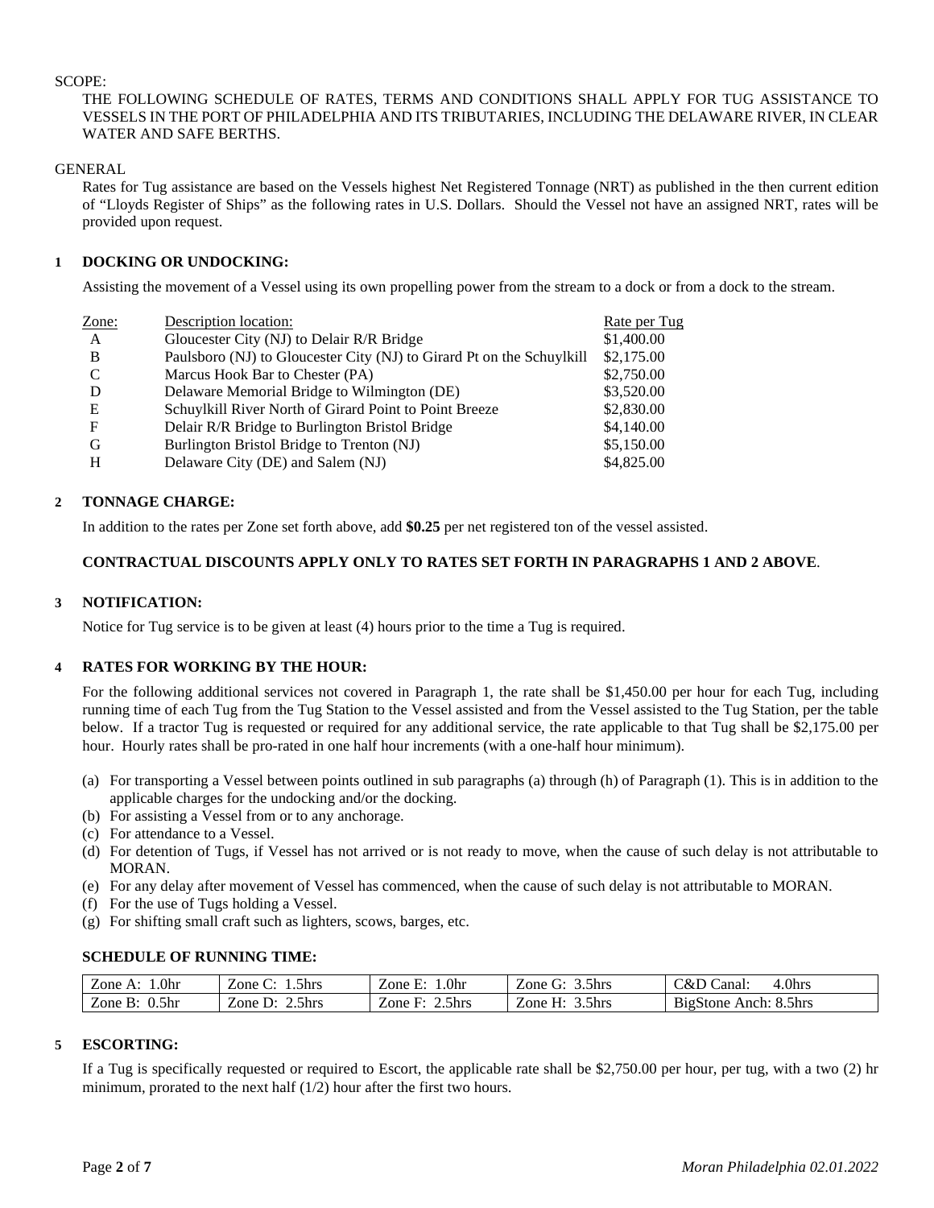SCOPE:

THE FOLLOWING SCHEDULE OF RATES, TERMS AND CONDITIONS SHALL APPLY FOR TUG ASSISTANCE TO VESSELS IN THE PORT OF PHILADELPHIA AND ITS TRIBUTARIES, INCLUDING THE DELAWARE RIVER, IN CLEAR WATER AND SAFE BERTHS.

GENERAL

Rates for Tug assistance are based on the Vessels highest Net Registered Tonnage (NRT) as published in the then current edition of "Lloyds Register of Ships" as the following rates in U.S. Dollars. Should the Vessel not have an assigned NRT, rates will be provided upon request.

## 1 DOCKING OR UNDOCKING:

Assisting the movement of a Vessel using its own propelling power from the stream to a dock or from a dock to the stream.

| Zone: | Description location: | Rate per Tug |
|---|---|---|
| A | Gloucester City (NJ) to Delair R/R Bridge | $1,400.00 |
| B | Paulsboro (NJ) to Gloucester City (NJ) to Girard Pt on the Schuylkill | $2,175.00 |
| C | Marcus Hook Bar to Chester (PA) | $2,750.00 |
| D | Delaware Memorial Bridge to Wilmington (DE) | $3,520.00 |
| E | Schuylkill River North of Girard Point to Point Breeze | $2,830.00 |
| F | Delair R/R Bridge to Burlington Bristol Bridge | $4,140.00 |
| G | Burlington Bristol Bridge to Trenton (NJ) | $5,150.00 |
| H | Delaware City (DE) and Salem (NJ) | $4,825.00 |

## 2 TONNAGE CHARGE:

In addition to the rates per Zone set forth above, add **$0.25** per net registered ton of the vessel assisted.

**CONTRACTUAL DISCOUNTS APPLY ONLY TO RATES SET FORTH IN PARAGRAPHS 1 AND 2 ABOVE**.

## 3 NOTIFICATION:

Notice for Tug service is to be given at least (4) hours prior to the time a Tug is required.

## 4 RATES FOR WORKING BY THE HOUR:

For the following additional services not covered in Paragraph 1, the rate shall be $1,450.00 per hour for each Tug, including running time of each Tug from the Tug Station to the Vessel assisted and from the Vessel assisted to the Tug Station, per the table below. If a tractor Tug is requested or required for any additional service, the rate applicable to that Tug shall be $2,175.00 per hour. Hourly rates shall be pro-rated in one half hour increments (with a one-half hour minimum).

(a) For transporting a Vessel between points outlined in sub paragraphs (a) through (h) of Paragraph (1). This is in addition to the applicable charges for the undocking and/or the docking.
(b) For assisting a Vessel from or to any anchorage.
(c) For attendance to a Vessel.
(d) For detention of Tugs, if Vessel has not arrived or is not ready to move, when the cause of such delay is not attributable to MORAN.
(e) For any delay after movement of Vessel has commenced, when the cause of such delay is not attributable to MORAN.
(f) For the use of Tugs holding a Vessel.
(g) For shifting small craft such as lighters, scows, barges, etc.

**SCHEDULE OF RUNNING TIME:**

| Zone A: 1.0hr | Zone C: 1.5hrs | Zone E: 1.0hr | Zone G: 3.5hrs | C&D Canal: 4.0hrs |
|---|---|---|---|---|
| Zone B: 0.5hr | Zone D: 2.5hrs | Zone F: 2.5hrs | Zone H: 3.5hrs | BigStone Anch: 8.5hrs |

## 5 ESCORTING:

If a Tug is specifically requested or required to Escort, the applicable rate shall be $2,750.00 per hour, per tug, with a two (2) hr minimum, prorated to the next half (1/2) hour after the first two hours.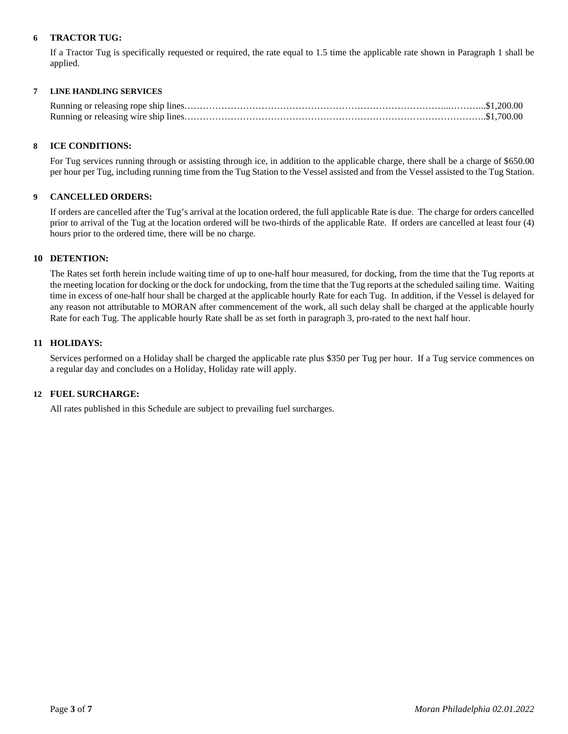## 6 TRACTOR TUG:

If a Tractor Tug is specifically requested or required, the rate equal to 1.5 time the applicable rate shown in Paragraph 1 shall be applied.

## 7 LINE HANDLING SERVICES

Running or releasing rope ship lines……………………………………………………………………………...………...$1,200.00
Running or releasing wire ship lines…………………………………………………………………………………………..$1,700.00

## 8 ICE CONDITIONS:

For Tug services running through or assisting through ice, in addition to the applicable charge, there shall be a charge of $650.00 per hour per Tug, including running time from the Tug Station to the Vessel assisted and from the Vessel assisted to the Tug Station.

## 9 CANCELLED ORDERS:

If orders are cancelled after the Tug's arrival at the location ordered, the full applicable Rate is due. The charge for orders cancelled prior to arrival of the Tug at the location ordered will be two-thirds of the applicable Rate. If orders are cancelled at least four (4) hours prior to the ordered time, there will be no charge.

## 10 DETENTION:

The Rates set forth herein include waiting time of up to one-half hour measured, for docking, from the time that the Tug reports at the meeting location for docking or the dock for undocking, from the time that the Tug reports at the scheduled sailing time. Waiting time in excess of one-half hour shall be charged at the applicable hourly Rate for each Tug. In addition, if the Vessel is delayed for any reason not attributable to MORAN after commencement of the work, all such delay shall be charged at the applicable hourly Rate for each Tug. The applicable hourly Rate shall be as set forth in paragraph 3, pro-rated to the next half hour.

## 11 HOLIDAYS:

Services performed on a Holiday shall be charged the applicable rate plus $350 per Tug per hour. If a Tug service commences on a regular day and concludes on a Holiday, Holiday rate will apply.

## 12 FUEL SURCHARGE:

All rates published in this Schedule are subject to prevailing fuel surcharges.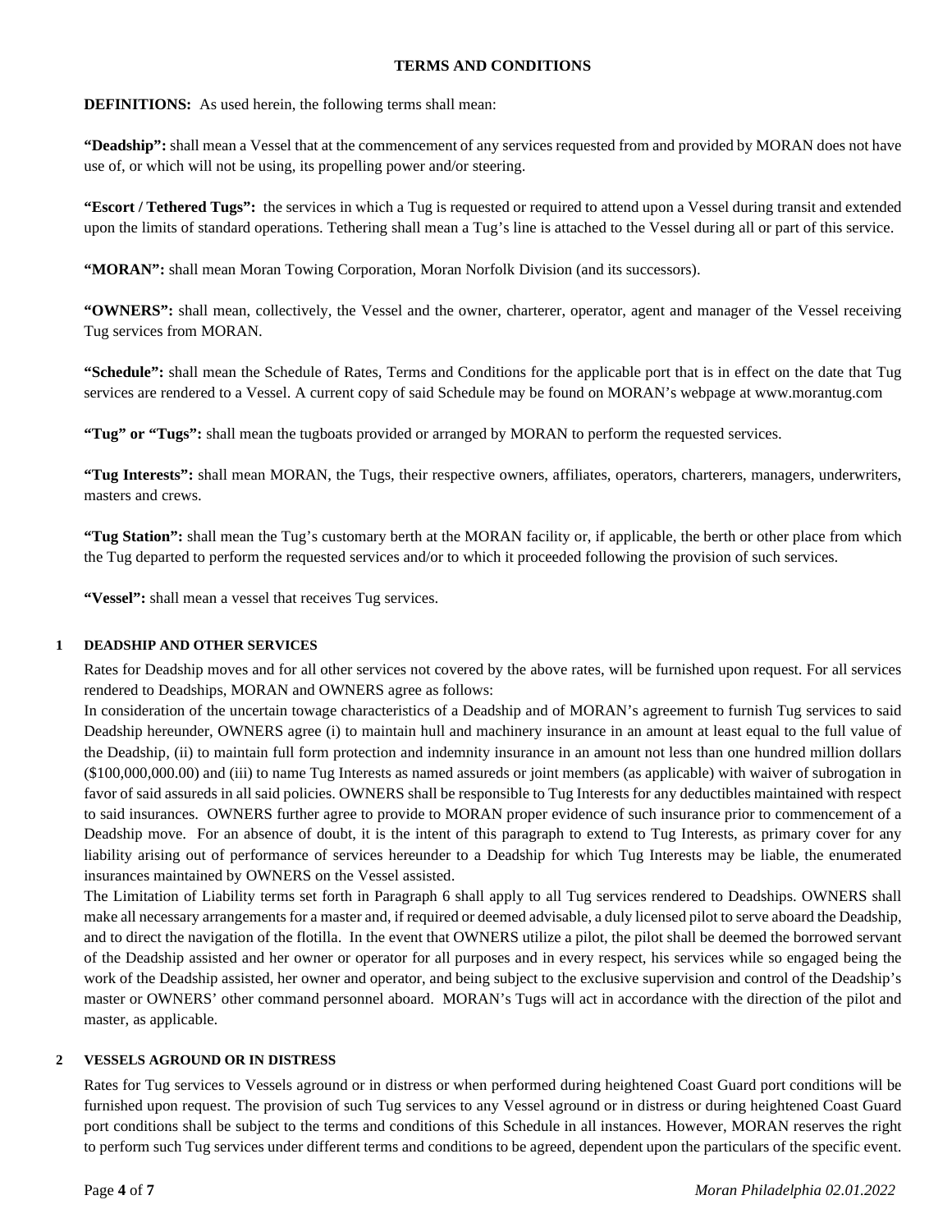# TERMS AND CONDITIONS

**DEFINITIONS:** As used herein, the following terms shall mean:

**"Deadship":** shall mean a Vessel that at the commencement of any services requested from and provided by MORAN does not have use of, or which will not be using, its propelling power and/or steering.

**"Escort / Tethered Tugs":** the services in which a Tug is requested or required to attend upon a Vessel during transit and extended upon the limits of standard operations. Tethering shall mean a Tug's line is attached to the Vessel during all or part of this service.

**"MORAN":** shall mean Moran Towing Corporation, Moran Norfolk Division (and its successors).

**"OWNERS":** shall mean, collectively, the Vessel and the owner, charterer, operator, agent and manager of the Vessel receiving Tug services from MORAN.

**"Schedule":** shall mean the Schedule of Rates, Terms and Conditions for the applicable port that is in effect on the date that Tug services are rendered to a Vessel. A current copy of said Schedule may be found on MORAN's webpage at www.morantug.com

**"Tug" or "Tugs":** shall mean the tugboats provided or arranged by MORAN to perform the requested services.

**"Tug Interests":** shall mean MORAN, the Tugs, their respective owners, affiliates, operators, charterers, managers, underwriters, masters and crews.

**"Tug Station":** shall mean the Tug's customary berth at the MORAN facility or, if applicable, the berth or other place from which the Tug departed to perform the requested services and/or to which it proceeded following the provision of such services.

**"Vessel":** shall mean a vessel that receives Tug services.

## 1 DEADSHIP AND OTHER SERVICES

Rates for Deadship moves and for all other services not covered by the above rates, will be furnished upon request. For all services rendered to Deadships, MORAN and OWNERS agree as follows:

In consideration of the uncertain towage characteristics of a Deadship and of MORAN's agreement to furnish Tug services to said Deadship hereunder, OWNERS agree (i) to maintain hull and machinery insurance in an amount at least equal to the full value of the Deadship, (ii) to maintain full form protection and indemnity insurance in an amount not less than one hundred million dollars ($100,000,000.00) and (iii) to name Tug Interests as named assureds or joint members (as applicable) with waiver of subrogation in favor of said assureds in all said policies. OWNERS shall be responsible to Tug Interests for any deductibles maintained with respect to said insurances. OWNERS further agree to provide to MORAN proper evidence of such insurance prior to commencement of a Deadship move. For an absence of doubt, it is the intent of this paragraph to extend to Tug Interests, as primary cover for any liability arising out of performance of services hereunder to a Deadship for which Tug Interests may be liable, the enumerated insurances maintained by OWNERS on the Vessel assisted.

The Limitation of Liability terms set forth in Paragraph 6 shall apply to all Tug services rendered to Deadships. OWNERS shall make all necessary arrangements for a master and, if required or deemed advisable, a duly licensed pilot to serve aboard the Deadship, and to direct the navigation of the flotilla. In the event that OWNERS utilize a pilot, the pilot shall be deemed the borrowed servant of the Deadship assisted and her owner or operator for all purposes and in every respect, his services while so engaged being the work of the Deadship assisted, her owner and operator, and being subject to the exclusive supervision and control of the Deadship's master or OWNERS' other command personnel aboard. MORAN's Tugs will act in accordance with the direction of the pilot and master, as applicable.

## 2 VESSELS AGROUND OR IN DISTRESS

Rates for Tug services to Vessels aground or in distress or when performed during heightened Coast Guard port conditions will be furnished upon request. The provision of such Tug services to any Vessel aground or in distress or during heightened Coast Guard port conditions shall be subject to the terms and conditions of this Schedule in all instances. However, MORAN reserves the right to perform such Tug services under different terms and conditions to be agreed, dependent upon the particulars of the specific event.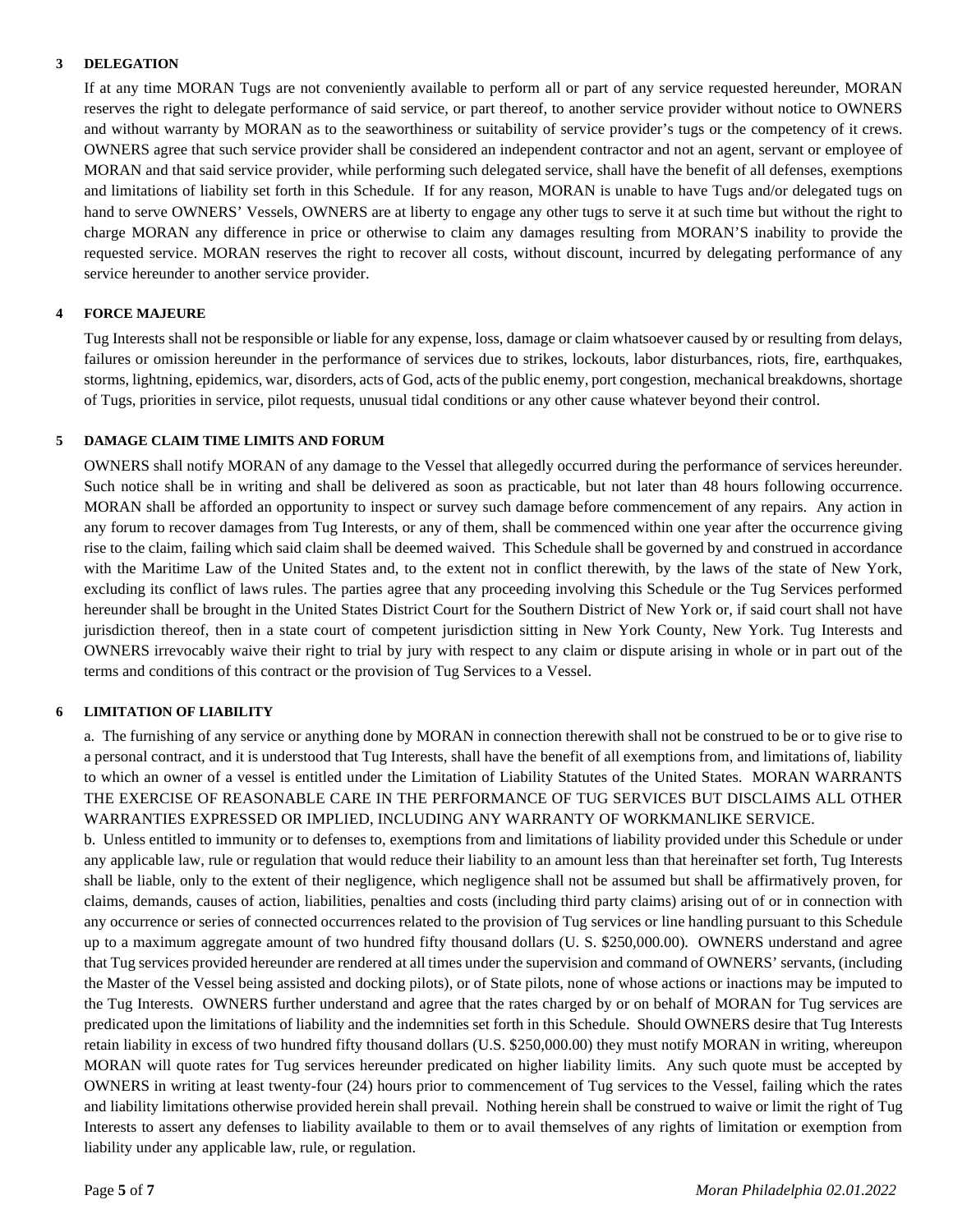**3 DELEGATION**

If at any time MORAN Tugs are not conveniently available to perform all or part of any service requested hereunder, MORAN reserves the right to delegate performance of said service, or part thereof, to another service provider without notice to OWNERS and without warranty by MORAN as to the seaworthiness or suitability of service provider's tugs or the competency of it crews. OWNERS agree that such service provider shall be considered an independent contractor and not an agent, servant or employee of MORAN and that said service provider, while performing such delegated service, shall have the benefit of all defenses, exemptions and limitations of liability set forth in this Schedule. If for any reason, MORAN is unable to have Tugs and/or delegated tugs on hand to serve OWNERS' Vessels, OWNERS are at liberty to engage any other tugs to serve it at such time but without the right to charge MORAN any difference in price or otherwise to claim any damages resulting from MORAN'S inability to provide the requested service. MORAN reserves the right to recover all costs, without discount, incurred by delegating performance of any service hereunder to another service provider.

**4 FORCE MAJEURE**

Tug Interests shall not be responsible or liable for any expense, loss, damage or claim whatsoever caused by or resulting from delays, failures or omission hereunder in the performance of services due to strikes, lockouts, labor disturbances, riots, fire, earthquakes, storms, lightning, epidemics, war, disorders, acts of God, acts of the public enemy, port congestion, mechanical breakdowns, shortage of Tugs, priorities in service, pilot requests, unusual tidal conditions or any other cause whatever beyond their control.

**5 DAMAGE CLAIM TIME LIMITS AND FORUM**

OWNERS shall notify MORAN of any damage to the Vessel that allegedly occurred during the performance of services hereunder. Such notice shall be in writing and shall be delivered as soon as practicable, but not later than 48 hours following occurrence. MORAN shall be afforded an opportunity to inspect or survey such damage before commencement of any repairs. Any action in any forum to recover damages from Tug Interests, or any of them, shall be commenced within one year after the occurrence giving rise to the claim, failing which said claim shall be deemed waived. This Schedule shall be governed by and construed in accordance with the Maritime Law of the United States and, to the extent not in conflict therewith, by the laws of the state of New York, excluding its conflict of laws rules. The parties agree that any proceeding involving this Schedule or the Tug Services performed hereunder shall be brought in the United States District Court for the Southern District of New York or, if said court shall not have jurisdiction thereof, then in a state court of competent jurisdiction sitting in New York County, New York. Tug Interests and OWNERS irrevocably waive their right to trial by jury with respect to any claim or dispute arising in whole or in part out of the terms and conditions of this contract or the provision of Tug Services to a Vessel.

**6 LIMITATION OF LIABILITY**

a. The furnishing of any service or anything done by MORAN in connection therewith shall not be construed to be or to give rise to a personal contract, and it is understood that Tug Interests, shall have the benefit of all exemptions from, and limitations of, liability to which an owner of a vessel is entitled under the Limitation of Liability Statutes of the United States. MORAN WARRANTS THE EXERCISE OF REASONABLE CARE IN THE PERFORMANCE OF TUG SERVICES BUT DISCLAIMS ALL OTHER WARRANTIES EXPRESSED OR IMPLIED, INCLUDING ANY WARRANTY OF WORKMANLIKE SERVICE.

b. Unless entitled to immunity or to defenses to, exemptions from and limitations of liability provided under this Schedule or under any applicable law, rule or regulation that would reduce their liability to an amount less than that hereinafter set forth, Tug Interests shall be liable, only to the extent of their negligence, which negligence shall not be assumed but shall be affirmatively proven, for claims, demands, causes of action, liabilities, penalties and costs (including third party claims) arising out of or in connection with any occurrence or series of connected occurrences related to the provision of Tug services or line handling pursuant to this Schedule up to a maximum aggregate amount of two hundred fifty thousand dollars (U. S. $250,000.00). OWNERS understand and agree that Tug services provided hereunder are rendered at all times under the supervision and command of OWNERS' servants, (including the Master of the Vessel being assisted and docking pilots), or of State pilots, none of whose actions or inactions may be imputed to the Tug Interests. OWNERS further understand and agree that the rates charged by or on behalf of MORAN for Tug services are predicated upon the limitations of liability and the indemnities set forth in this Schedule. Should OWNERS desire that Tug Interests retain liability in excess of two hundred fifty thousand dollars (U.S. $250,000.00) they must notify MORAN in writing, whereupon MORAN will quote rates for Tug services hereunder predicated on higher liability limits. Any such quote must be accepted by OWNERS in writing at least twenty-four (24) hours prior to commencement of Tug services to the Vessel, failing which the rates and liability limitations otherwise provided herein shall prevail. Nothing herein shall be construed to waive or limit the right of Tug Interests to assert any defenses to liability available to them or to avail themselves of any rights of limitation or exemption from liability under any applicable law, rule, or regulation.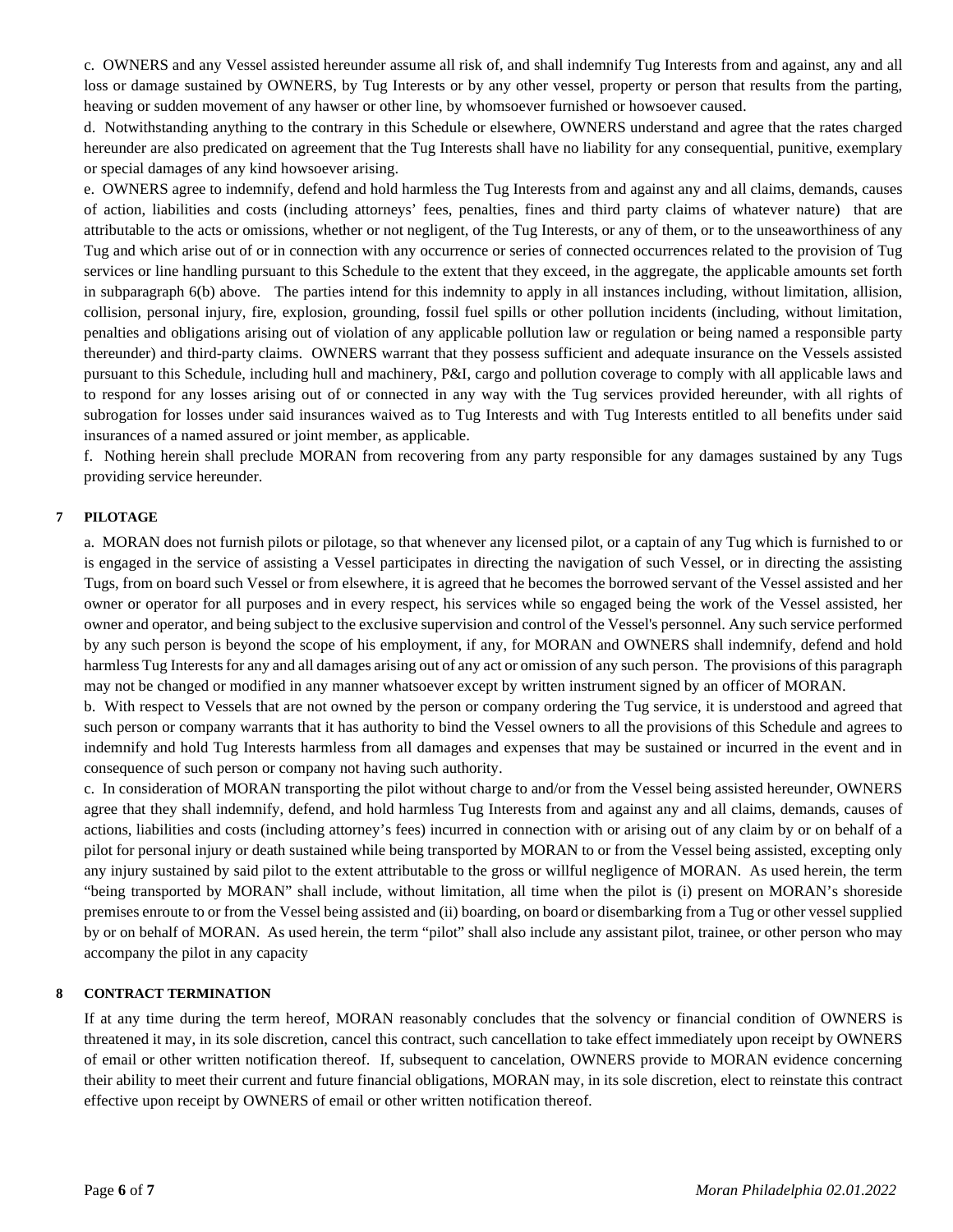c. OWNERS and any Vessel assisted hereunder assume all risk of, and shall indemnify Tug Interests from and against, any and all loss or damage sustained by OWNERS, by Tug Interests or by any other vessel, property or person that results from the parting, heaving or sudden movement of any hawser or other line, by whomsoever furnished or howsoever caused.

d. Notwithstanding anything to the contrary in this Schedule or elsewhere, OWNERS understand and agree that the rates charged hereunder are also predicated on agreement that the Tug Interests shall have no liability for any consequential, punitive, exemplary or special damages of any kind howsoever arising.

e. OWNERS agree to indemnify, defend and hold harmless the Tug Interests from and against any and all claims, demands, causes of action, liabilities and costs (including attorneys' fees, penalties, fines and third party claims of whatever nature) that are attributable to the acts or omissions, whether or not negligent, of the Tug Interests, or any of them, or to the unseaworthiness of any Tug and which arise out of or in connection with any occurrence or series of connected occurrences related to the provision of Tug services or line handling pursuant to this Schedule to the extent that they exceed, in the aggregate, the applicable amounts set forth in subparagraph 6(b) above. The parties intend for this indemnity to apply in all instances including, without limitation, allision, collision, personal injury, fire, explosion, grounding, fossil fuel spills or other pollution incidents (including, without limitation, penalties and obligations arising out of violation of any applicable pollution law or regulation or being named a responsible party thereunder) and third-party claims. OWNERS warrant that they possess sufficient and adequate insurance on the Vessels assisted pursuant to this Schedule, including hull and machinery, P&I, cargo and pollution coverage to comply with all applicable laws and to respond for any losses arising out of or connected in any way with the Tug services provided hereunder, with all rights of subrogation for losses under said insurances waived as to Tug Interests and with Tug Interests entitled to all benefits under said insurances of a named assured or joint member, as applicable.

f. Nothing herein shall preclude MORAN from recovering from any party responsible for any damages sustained by any Tugs providing service hereunder.

## 7 PILOTAGE

a. MORAN does not furnish pilots or pilotage, so that whenever any licensed pilot, or a captain of any Tug which is furnished to or is engaged in the service of assisting a Vessel participates in directing the navigation of such Vessel, or in directing the assisting Tugs, from on board such Vessel or from elsewhere, it is agreed that he becomes the borrowed servant of the Vessel assisted and her owner or operator for all purposes and in every respect, his services while so engaged being the work of the Vessel assisted, her owner and operator, and being subject to the exclusive supervision and control of the Vessel's personnel. Any such service performed by any such person is beyond the scope of his employment, if any, for MORAN and OWNERS shall indemnify, defend and hold harmless Tug Interests for any and all damages arising out of any act or omission of any such person. The provisions of this paragraph may not be changed or modified in any manner whatsoever except by written instrument signed by an officer of MORAN.

b. With respect to Vessels that are not owned by the person or company ordering the Tug service, it is understood and agreed that such person or company warrants that it has authority to bind the Vessel owners to all the provisions of this Schedule and agrees to indemnify and hold Tug Interests harmless from all damages and expenses that may be sustained or incurred in the event and in consequence of such person or company not having such authority.

c. In consideration of MORAN transporting the pilot without charge to and/or from the Vessel being assisted hereunder, OWNERS agree that they shall indemnify, defend, and hold harmless Tug Interests from and against any and all claims, demands, causes of actions, liabilities and costs (including attorney's fees) incurred in connection with or arising out of any claim by or on behalf of a pilot for personal injury or death sustained while being transported by MORAN to or from the Vessel being assisted, excepting only any injury sustained by said pilot to the extent attributable to the gross or willful negligence of MORAN. As used herein, the term "being transported by MORAN" shall include, without limitation, all time when the pilot is (i) present on MORAN's shoreside premises enroute to or from the Vessel being assisted and (ii) boarding, on board or disembarking from a Tug or other vessel supplied by or on behalf of MORAN. As used herein, the term "pilot" shall also include any assistant pilot, trainee, or other person who may accompany the pilot in any capacity

## 8 CONTRACT TERMINATION

If at any time during the term hereof, MORAN reasonably concludes that the solvency or financial condition of OWNERS is threatened it may, in its sole discretion, cancel this contract, such cancellation to take effect immediately upon receipt by OWNERS of email or other written notification thereof. If, subsequent to cancelation, OWNERS provide to MORAN evidence concerning their ability to meet their current and future financial obligations, MORAN may, in its sole discretion, elect to reinstate this contract effective upon receipt by OWNERS of email or other written notification thereof.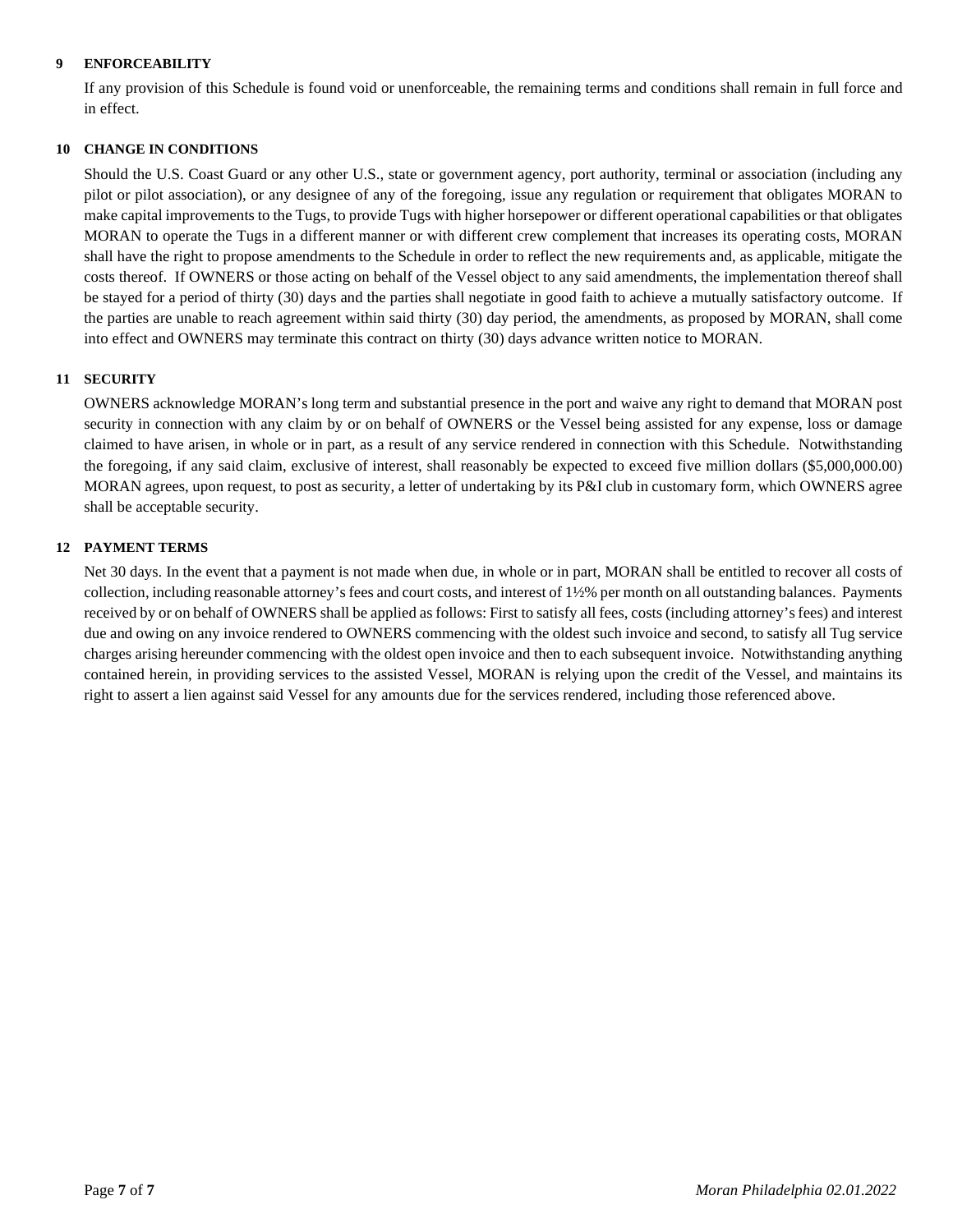**9 ENFORCEABILITY**

If any provision of this Schedule is found void or unenforceable, the remaining terms and conditions shall remain in full force and in effect.

**10 CHANGE IN CONDITIONS**

Should the U.S. Coast Guard or any other U.S., state or government agency, port authority, terminal or association (including any pilot or pilot association), or any designee of any of the foregoing, issue any regulation or requirement that obligates MORAN to make capital improvements to the Tugs, to provide Tugs with higher horsepower or different operational capabilities or that obligates MORAN to operate the Tugs in a different manner or with different crew complement that increases its operating costs, MORAN shall have the right to propose amendments to the Schedule in order to reflect the new requirements and, as applicable, mitigate the costs thereof. If OWNERS or those acting on behalf of the Vessel object to any said amendments, the implementation thereof shall be stayed for a period of thirty (30) days and the parties shall negotiate in good faith to achieve a mutually satisfactory outcome. If the parties are unable to reach agreement within said thirty (30) day period, the amendments, as proposed by MORAN, shall come into effect and OWNERS may terminate this contract on thirty (30) days advance written notice to MORAN.

**11 SECURITY**

OWNERS acknowledge MORAN's long term and substantial presence in the port and waive any right to demand that MORAN post security in connection with any claim by or on behalf of OWNERS or the Vessel being assisted for any expense, loss or damage claimed to have arisen, in whole or in part, as a result of any service rendered in connection with this Schedule. Notwithstanding the foregoing, if any said claim, exclusive of interest, shall reasonably be expected to exceed five million dollars ($5,000,000.00) MORAN agrees, upon request, to post as security, a letter of undertaking by its P&I club in customary form, which OWNERS agree shall be acceptable security.

**12 PAYMENT TERMS**

Net 30 days. In the event that a payment is not made when due, in whole or in part, MORAN shall be entitled to recover all costs of collection, including reasonable attorney's fees and court costs, and interest of 1½% per month on all outstanding balances. Payments received by or on behalf of OWNERS shall be applied as follows: First to satisfy all fees, costs (including attorney's fees) and interest due and owing on any invoice rendered to OWNERS commencing with the oldest such invoice and second, to satisfy all Tug service charges arising hereunder commencing with the oldest open invoice and then to each subsequent invoice. Notwithstanding anything contained herein, in providing services to the assisted Vessel, MORAN is relying upon the credit of the Vessel, and maintains its right to assert a lien against said Vessel for any amounts due for the services rendered, including those referenced above.